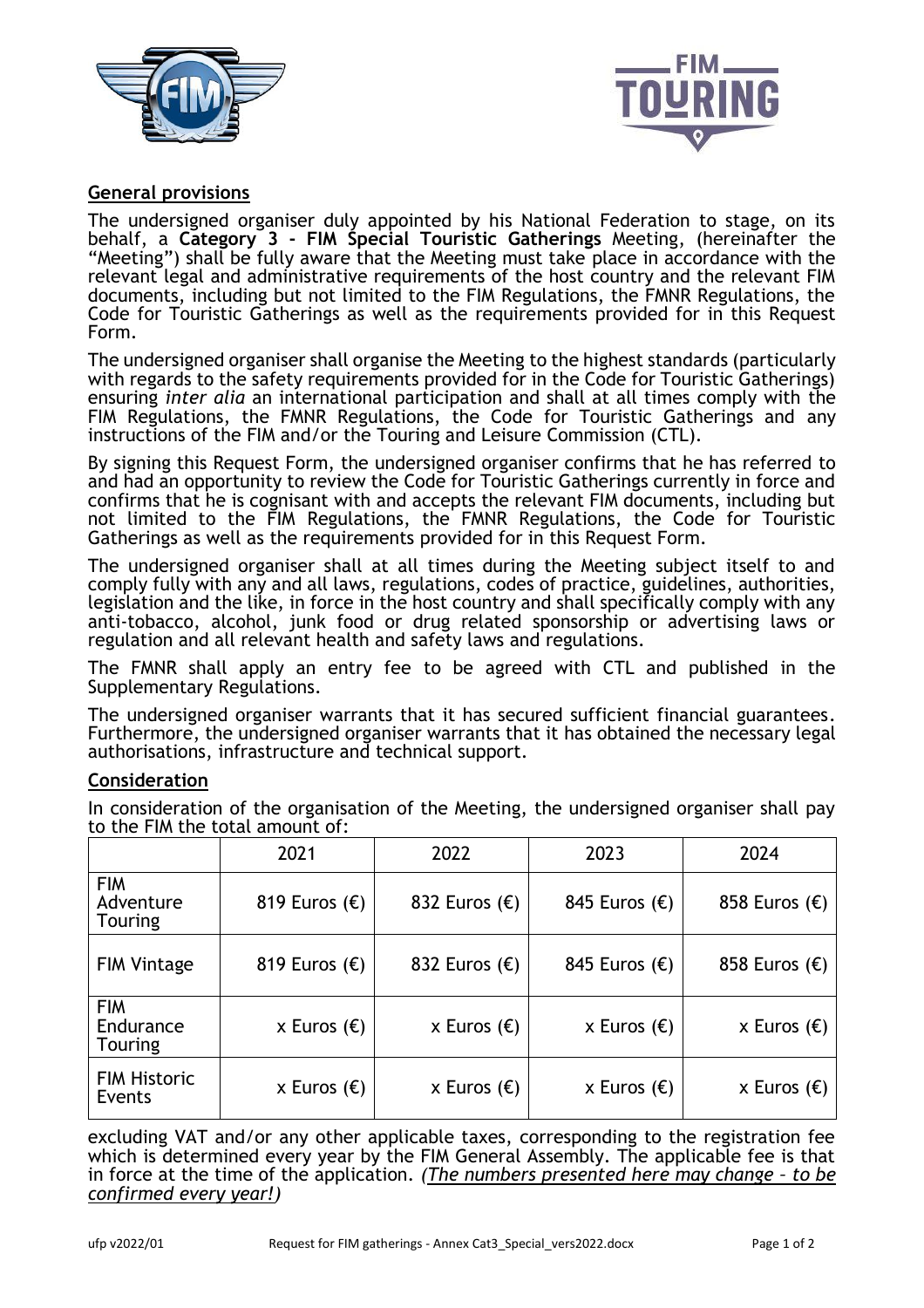## General provisions

The undersigned organiser duly appointed by his National Federation to stage, on its behalf, a **Category 3 - FIM Special Touristic Gatherings** Meeting, (hereinafter the "Meeting") shall be fully aware that the Meeting must take place in accordance with the relevant legal and administrative requirements of the host country and the relevant FIM documents, including but not limited to the FIM Regulations, the FMNR Regulations, the Code for Touristic Gatherings as well as the requirements provided for in this Request Form.

The undersigned organiser shall organise the Meeting to the highest standards (particularly with regards to the safety requirements provided for in the Code for Touristic Gatherings) ensuring *inter alia* an international participation and shall at all times comply with the FIM Regulations, the FMNR Regulations, the Code for Touristic Gatherings and any instructions of the FIM and/or the Touring and Leisure Commission (CTL).

By signing this Request Form, the undersigned organiser confirms that he has referred to and had an opportunity to review the Code for Touristic Gatherings currently in force and confirms that he is cognisant with and accepts the relevant FIM documents, including but not limited to the FIM Regulations, the FMNR Regulations, the Code for Touristic Gatherings as well as the requirements provided for in this Request Form.

The undersigned organiser shall at all times during the Meeting subject itself to and comply fully with any and all laws, regulations, codes of practice, guidelines, authorities, legislation and the like, in force in the host country and shall specifically comply with any anti-tobacco, alcohol, junk food or drug related sponsorship or advertising laws or regulation and all relevant health and safety laws and regulations.

The FMNR shall apply an entry fee to be agreed with CTL and published in the Supplementary Regulations.

The undersigned organiser warrants that it has secured sufficient financial guarantees. Furthermore, the undersigned organiser warrants that it has obtained the necessary legal authorisations, infrastructure and technical support.

## Consideration

In consideration of the organisation of the Meeting, the undersigned organiser shall pay to the FIM the total amount of:

| | 2021 | 2022 | 2023 | 2024 |
|---|---|---|---|---|
| FIM Adventure Touring | 819 Euros (€) | 832 Euros (€) | 845 Euros (€) | 858 Euros (€) |
| FIM Vintage | 819 Euros (€) | 832 Euros (€) | 845 Euros (€) | 858 Euros (€) |
| FIM Endurance Touring | x Euros (€) | x Euros (€) | x Euros (€) | x Euros (€) |
| FIM Historic Events | x Euros (€) | x Euros (€) | x Euros (€) | x Euros (€) |

excluding VAT and/or any other applicable taxes, corresponding to the registration fee which is determined every year by the FIM General Assembly. The applicable fee is that in force at the time of the application. *(The numbers presented here may change – to be confirmed every year!)*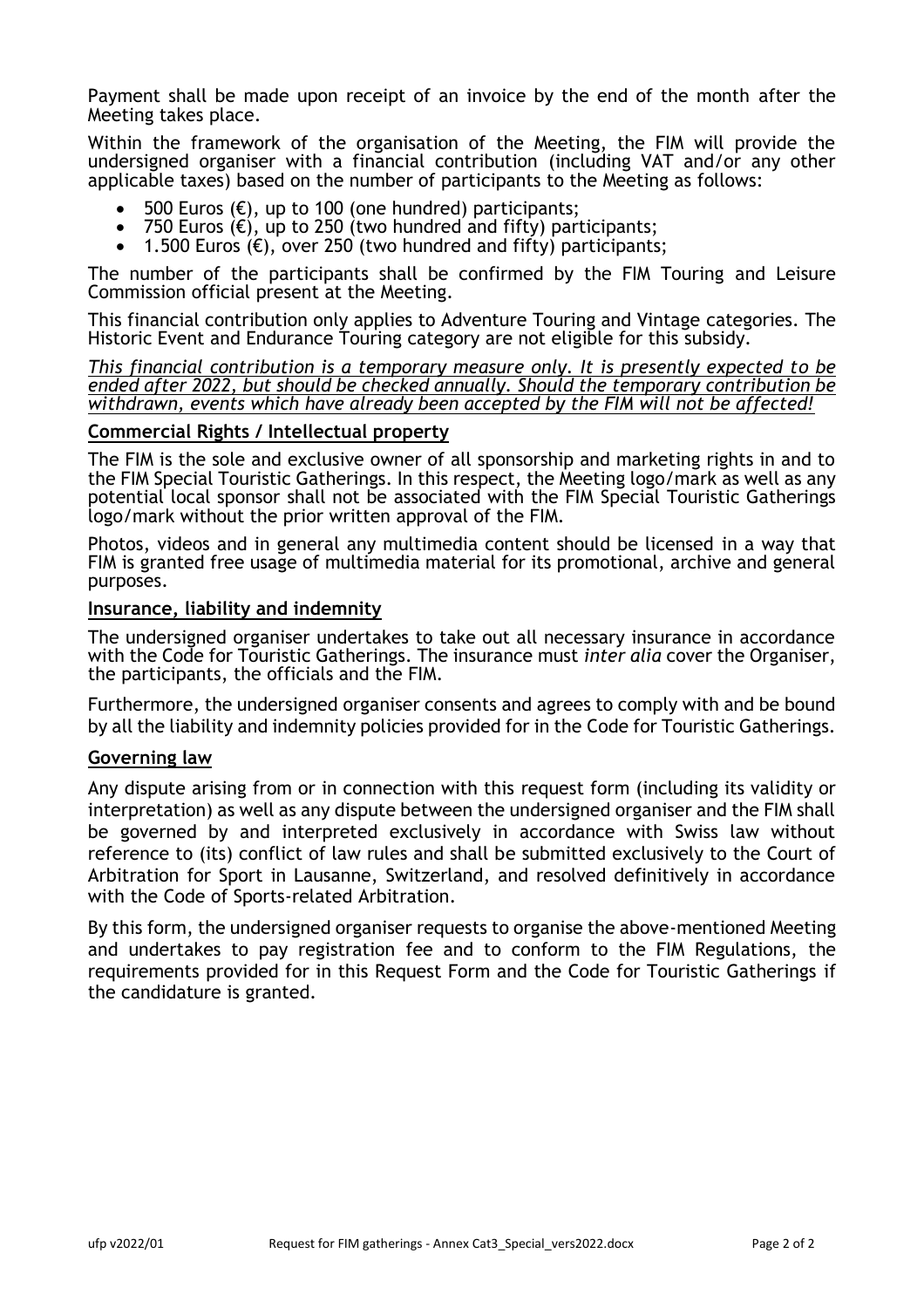Payment shall be made upon receipt of an invoice by the end of the month after the Meeting takes place.

Within the framework of the organisation of the Meeting, the FIM will provide the undersigned organiser with a financial contribution (including VAT and/or any other applicable taxes) based on the number of participants to the Meeting as follows:

- 500 Euros (€), up to 100 (one hundred) participants;
- 750 Euros (€), up to 250 (two hundred and fifty) participants;
- 1.500 Euros (€), over 250 (two hundred and fifty) participants;

The number of the participants shall be confirmed by the FIM Touring and Leisure Commission official present at the Meeting.

This financial contribution only applies to Adventure Touring and Vintage categories. The Historic Event and Endurance Touring category are not eligible for this subsidy.

*This financial contribution is a temporary measure only. It is presently expected to be ended after 2022, but should be checked annually. Should the temporary contribution be withdrawn, events which have already been accepted by the FIM will not be affected!*

## Commercial Rights / Intellectual property

The FIM is the sole and exclusive owner of all sponsorship and marketing rights in and to the FIM Special Touristic Gatherings. In this respect, the Meeting logo/mark as well as any potential local sponsor shall not be associated with the FIM Special Touristic Gatherings logo/mark without the prior written approval of the FIM.

Photos, videos and in general any multimedia content should be licensed in a way that FIM is granted free usage of multimedia material for its promotional, archive and general purposes.

## Insurance, liability and indemnity

The undersigned organiser undertakes to take out all necessary insurance in accordance with the Code for Touristic Gatherings. The insurance must *inter alia* cover the Organiser, the participants, the officials and the FIM.

Furthermore, the undersigned organiser consents and agrees to comply with and be bound by all the liability and indemnity policies provided for in the Code for Touristic Gatherings.

## Governing law

Any dispute arising from or in connection with this request form (including its validity or interpretation) as well as any dispute between the undersigned organiser and the FIM shall be governed by and interpreted exclusively in accordance with Swiss law without reference to (its) conflict of law rules and shall be submitted exclusively to the Court of Arbitration for Sport in Lausanne, Switzerland, and resolved definitively in accordance with the Code of Sports-related Arbitration.

By this form, the undersigned organiser requests to organise the above-mentioned Meeting and undertakes to pay registration fee and to conform to the FIM Regulations, the requirements provided for in this Request Form and the Code for Touristic Gatherings if the candidature is granted.